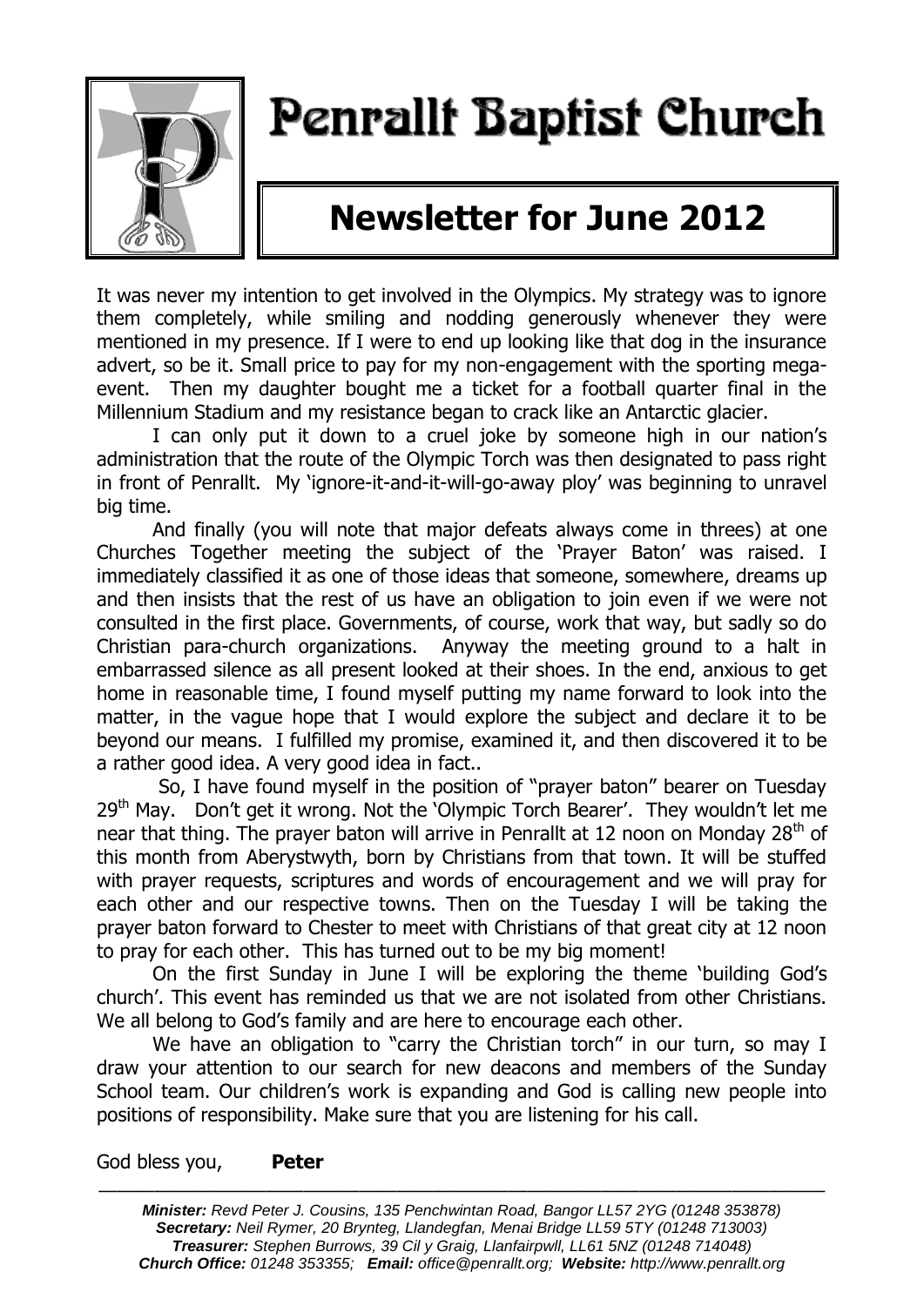# Penrallt Baptist Church

## Newsletter for June 2012

It was never my intention to get involved in the Olympics. My strategy was to ignore them completely, while smiling and nodding generously whenever they were mentioned in my presence. If I were to end up looking like that dog in the insurance advert, so be it. Small price to pay for my non-engagement with the sporting mega-event. Then my daughter bought me a ticket for a football quarter final in the Millennium Stadium and my resistance began to crack like an Antarctic glacier.

I can only put it down to a cruel joke by someone high in our nation's administration that the route of the Olympic Torch was then designated to pass right in front of Penrallt. My 'ignore-it-and-it-will-go-away ploy' was beginning to unravel big time.

And finally (you will note that major defeats always come in threes) at one Churches Together meeting the subject of the 'Prayer Baton' was raised. I immediately classified it as one of those ideas that someone, somewhere, dreams up and then insists that the rest of us have an obligation to join even if we were not consulted in the first place. Governments, of course, work that way, but sadly so do Christian para-church organizations. Anyway the meeting ground to a halt in embarrassed silence as all present looked at their shoes. In the end, anxious to get home in reasonable time, I found myself putting my name forward to look into the matter, in the vague hope that I would explore the subject and declare it to be beyond our means. I fulfilled my promise, examined it, and then discovered it to be a rather good idea. A very good idea in fact..

So, I have found myself in the position of "prayer baton" bearer on Tuesday 29th May. Don't get it wrong. Not the 'Olympic Torch Bearer'. They wouldn't let me near that thing. The prayer baton will arrive in Penrallt at 12 noon on Monday 28th of this month from Aberystwyth, born by Christians from that town. It will be stuffed with prayer requests, scriptures and words of encouragement and we will pray for each other and our respective towns. Then on the Tuesday I will be taking the prayer baton forward to Chester to meet with Christians of that great city at 12 noon to pray for each other. This has turned out to be my big moment!

On the first Sunday in June I will be exploring the theme 'building God's church'. This event has reminded us that we are not isolated from other Christians. We all belong to God's family and are here to encourage each other.

We have an obligation to "carry the Christian torch" in our turn, so may I draw your attention to our search for new deacons and members of the Sunday School team. Our children's work is expanding and God is calling new people into positions of responsibility. Make sure that you are listening for his call.

God bless you, **Peter**

---

***Minister:*** *Revd Peter J. Cousins, 135 Penchwintan Road, Bangor LL57 2YG (01248 353878)*
***Secretary:*** *Neil Rymer, 20 Brynteg, Llandegfan, Menai Bridge LL59 5TY (01248 713003)*
***Treasurer:*** *Stephen Burrows, 39 Cil y Graig, Llanfairpwll, LL61 5NZ (01248 714048)*
***Church Office:*** *01248 353355;* ***Email:*** *office@penrallt.org;* ***Website:*** *http://www.penrallt.org*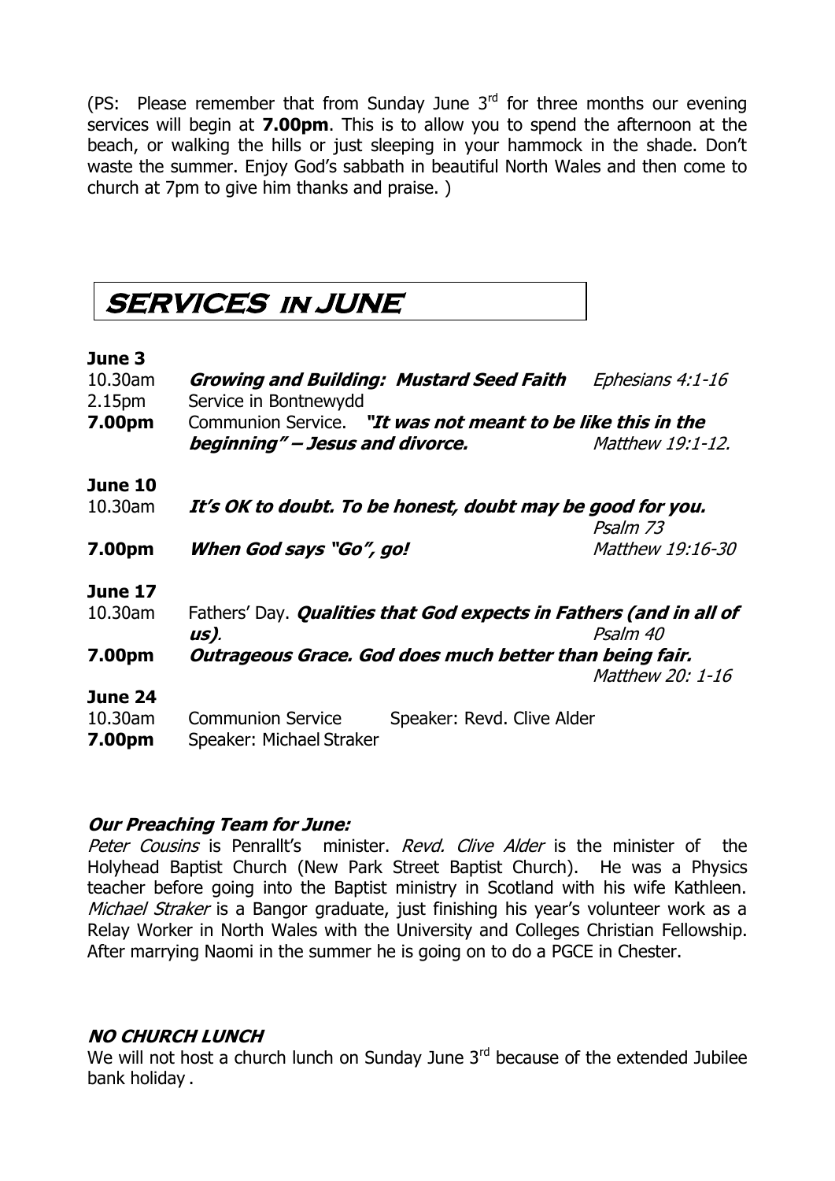(PS: Please remember that from Sunday June 3rd for three months our evening services will begin at **7.00pm**. This is to allow you to spend the afternoon at the beach, or walking the hills or just sleeping in your hammock in the shade. Don't waste the summer. Enjoy God's sabbath in beautiful North Wales and then come to church at 7pm to give him thanks and praise. )

## SERVICES IN JUNE

**June 3**

10.30am ***Growing and Building: Mustard Seed Faith*** *Ephesians 4:1-16*

2.15pm Service in Bontnewydd

**7.00pm** Communion Service. ***"It was not meant to be like this in the beginning" – Jesus and divorce.*** *Matthew 19:1-12.*

**June 10**

10.30am ***It's OK to doubt. To be honest, doubt may be good for you.*** *Psalm 73*

**7.00pm** ***When God says "Go", go!*** *Matthew 19:16-30*

**June 17**

10.30am Fathers' Day. ***Qualities that God expects in Fathers (and in all of us).*** *Psalm 40*

**7.00pm** ***Outrageous Grace. God does much better than being fair.*** *Matthew 20: 1-16*

**June 24**

10.30am Communion Service Speaker: Revd. Clive Alder

**7.00pm** Speaker: Michael Straker

***Our Preaching Team for June:***

*Peter Cousins* is Penrallt's minister. *Revd. Clive Alder* is the minister of the Holyhead Baptist Church (New Park Street Baptist Church). He was a Physics teacher before going into the Baptist ministry in Scotland with his wife Kathleen. *Michael Straker* is a Bangor graduate, just finishing his year's volunteer work as a Relay Worker in North Wales with the University and Colleges Christian Fellowship. After marrying Naomi in the summer he is going on to do a PGCE in Chester.

***NO CHURCH LUNCH***

We will not host a church lunch on Sunday June 3rd because of the extended Jubilee bank holiday .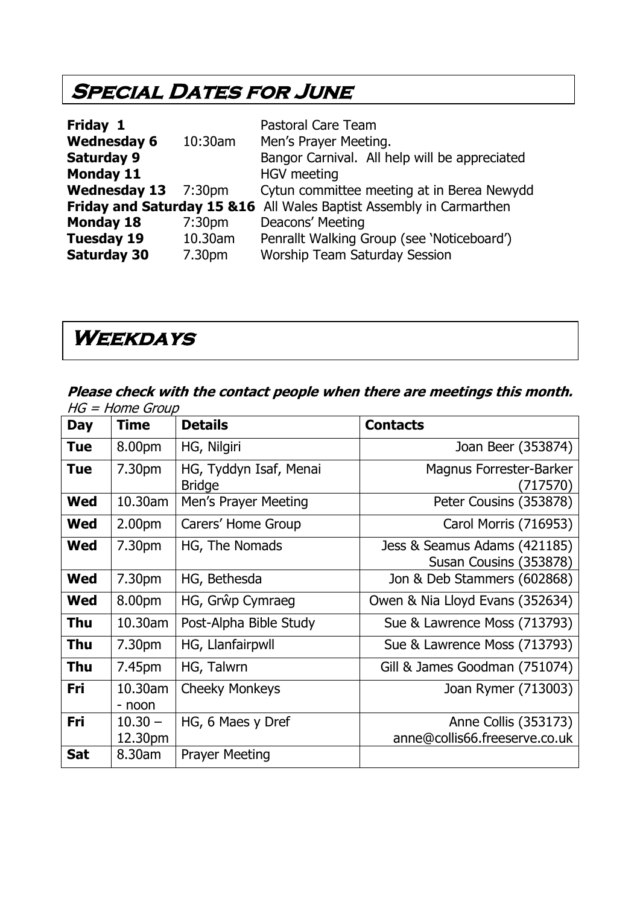# Special Dates for June

| | | |
|---|---|---|
| **Friday 1** | | Pastoral Care Team |
| **Wednesday 6** | 10:30am | Men's Prayer Meeting. |
| **Saturday 9** | | Bangor Carnival. All help will be appreciated |
| **Monday 11** | | HGV meeting |
| **Wednesday 13** | 7:30pm | Cytun committee meeting at in Berea Newydd |
| **Friday and Saturday 15 &16** | | All Wales Baptist Assembly in Carmarthen |
| **Monday 18** | 7:30pm | Deacons' Meeting |
| **Tuesday 19** | 10.30am | Penrallt Walking Group (see 'Noticeboard') |
| **Saturday 30** | 7.30pm | Worship Team Saturday Session |

# Weekdays

***Please check with the contact people when there are meetings this month.***

*HG = Home Group*

| Day | Time | Details | Contacts |
|---|---|---|---|
| **Tue** | 8.00pm | HG, Nilgiri | Joan Beer (353874) |
| **Tue** | 7.30pm | HG, Tyddyn Isaf, Menai Bridge | Magnus Forrester-Barker (717570) |
| **Wed** | 10.30am | Men's Prayer Meeting | Peter Cousins (353878) |
| **Wed** | 2.00pm | Carers' Home Group | Carol Morris (716953) |
| **Wed** | 7.30pm | HG, The Nomads | Jess & Seamus Adams (421185) Susan Cousins (353878) |
| **Wed** | 7.30pm | HG, Bethesda | Jon & Deb Stammers (602868) |
| **Wed** | 8.00pm | HG, Grŵp Cymraeg | Owen & Nia Lloyd Evans (352634) |
| **Thu** | 10.30am | Post-Alpha Bible Study | Sue & Lawrence Moss (713793) |
| **Thu** | 7.30pm | HG, Llanfairpwll | Sue & Lawrence Moss (713793) |
| **Thu** | 7.45pm | HG, Talwrn | Gill & James Goodman (751074) |
| **Fri** | 10.30am - noon | Cheeky Monkeys | Joan Rymer (713003) |
| **Fri** | 10.30 – 12.30pm | HG, 6 Maes y Dref | Anne Collis (353173) anne@collis66.freeserve.co.uk |
| **Sat** | 8.30am | Prayer Meeting | |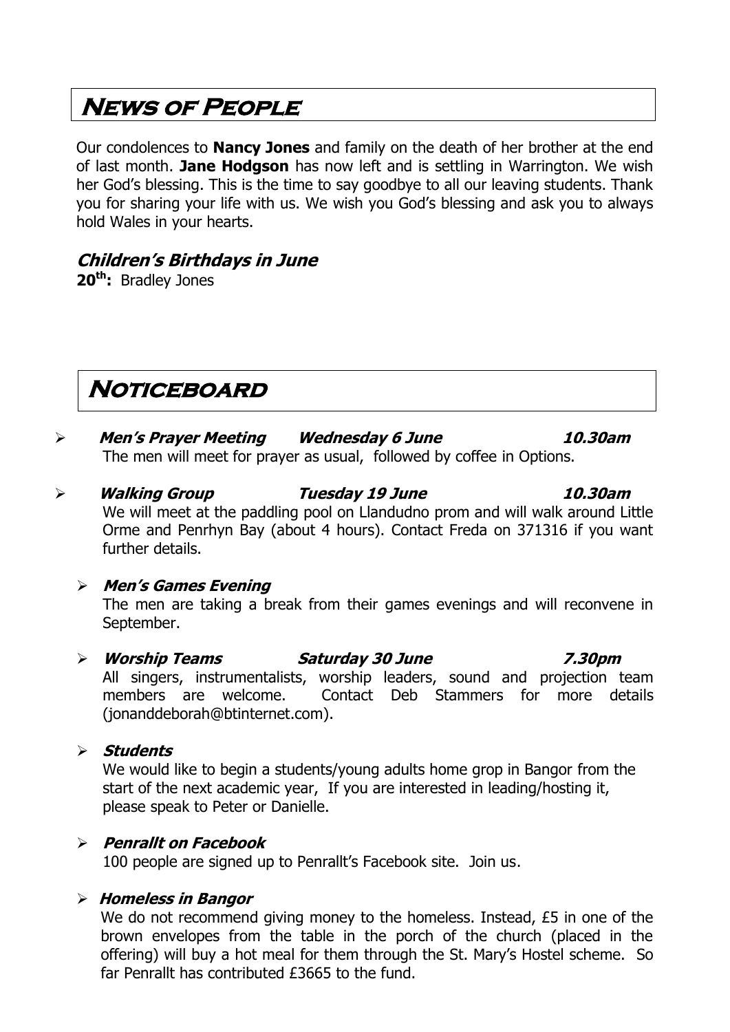# News of People

Our condolences to **Nancy Jones** and family on the death of her brother at the end of last month. **Jane Hodgson** has now left and is settling in Warrington. We wish her God's blessing. This is the time to say goodbye to all our leaving students. Thank you for sharing your life with us. We wish you God's blessing and ask you to always hold Wales in your hearts.

### *Children's Birthdays in June*

**20th:** Bradley Jones

# Noticeboard

- ***Men's Prayer Meeting*** ***Wednesday 6 June*** ***10.30am***
  The men will meet for prayer as usual, followed by coffee in Options.

- ***Walking Group*** ***Tuesday 19 June*** ***10.30am***
  We will meet at the paddling pool on Llandudno prom and will walk around Little Orme and Penrhyn Bay (about 4 hours). Contact Freda on 371316 if you want further details.

- ***Men's Games Evening***
  The men are taking a break from their games evenings and will reconvene in September.

- ***Worship Teams*** ***Saturday 30 June*** ***7.30pm***
  All singers, instrumentalists, worship leaders, sound and projection team members are welcome. Contact Deb Stammers for more details (jonanddeborah@btinternet.com).

- ***Students***
  We would like to begin a students/young adults home grop in Bangor from the start of the next academic year, If you are interested in leading/hosting it, please speak to Peter or Danielle.

- ***Penrallt on Facebook***
  100 people are signed up to Penrallt's Facebook site. Join us.

- ***Homeless in Bangor***
  We do not recommend giving money to the homeless. Instead, £5 in one of the brown envelopes from the table in the porch of the church (placed in the offering) will buy a hot meal for them through the St. Mary's Hostel scheme. So far Penrallt has contributed £3665 to the fund.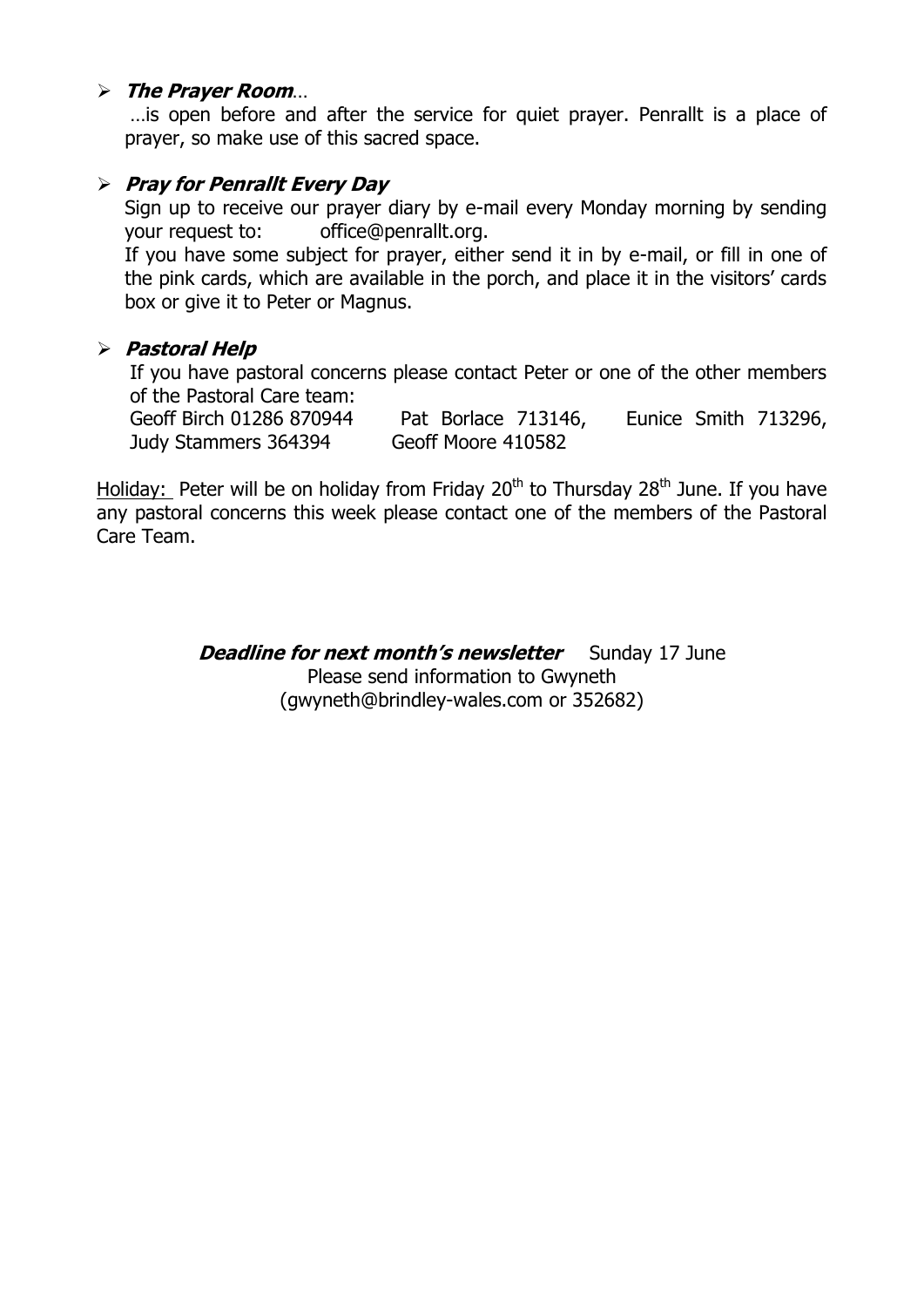- ***The Prayer Room…***

  …is open before and after the service for quiet prayer. Penrallt is a place of prayer, so make use of this sacred space.

- ***Pray for Penrallt Every Day***

  Sign up to receive our prayer diary by e-mail every Monday morning by sending your request to: office@penrallt.org.

  If you have some subject for prayer, either send it in by e-mail, or fill in one of the pink cards, which are available in the porch, and place it in the visitors' cards box or give it to Peter or Magnus.

- ***Pastoral Help***

  If you have pastoral concerns please contact Peter or one of the other members of the Pastoral Care team:

  Geoff Birch 01286 870944 Pat Borlace 713146, Eunice Smith 713296, Judy Stammers 364394 Geoff Moore 410582

Holiday: Peter will be on holiday from Friday 20th to Thursday 28th June. If you have any pastoral concerns this week please contact one of the members of the Pastoral Care Team.

***Deadline for next month's newsletter*** Sunday 17 June

Please send information to Gwyneth

(gwyneth@brindley-wales.com or 352682)